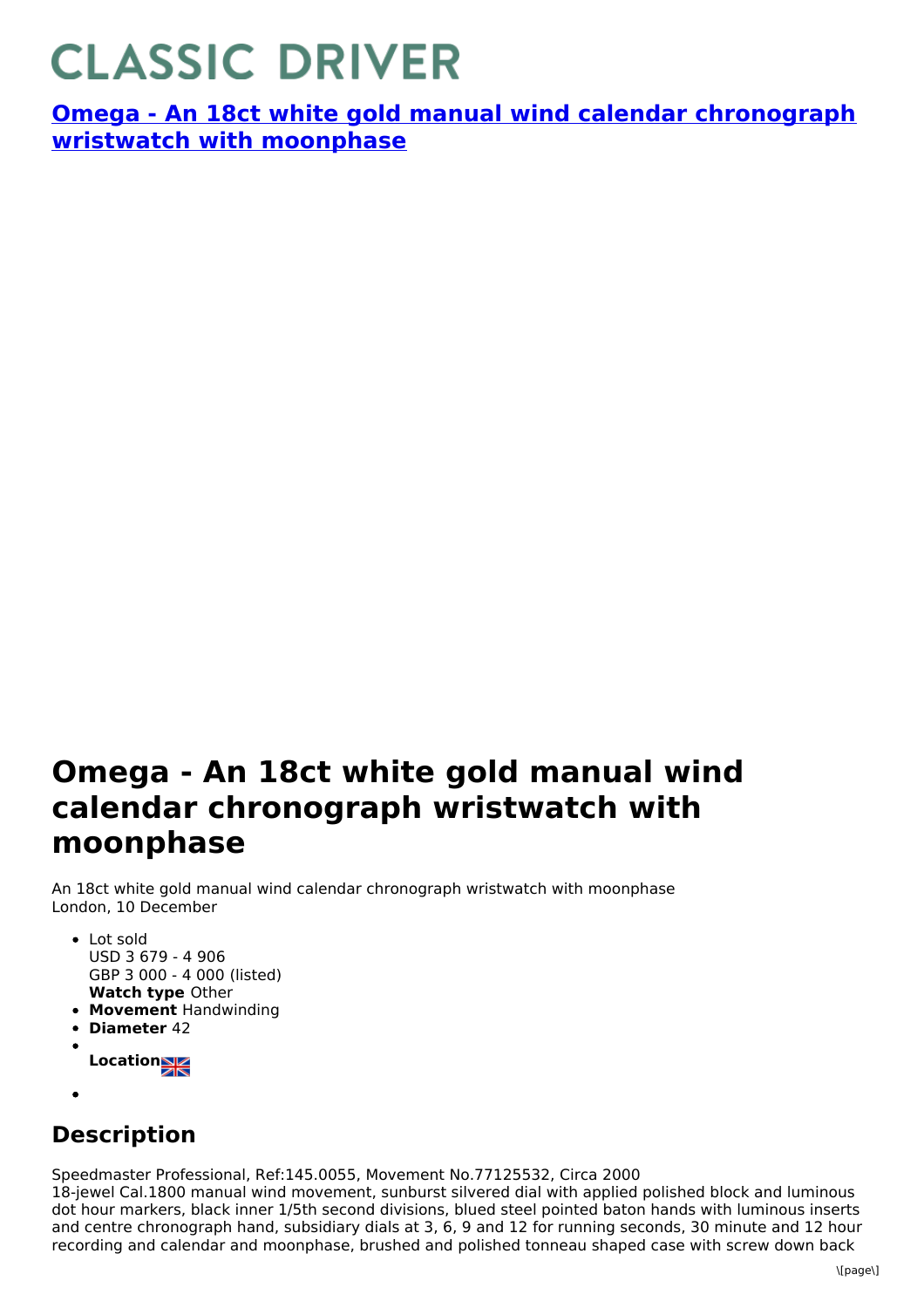# CLASSIC DRIVER

**[Omega - An 18ct white gold manual wind calendar chronograph wristwatch with moonphase]()**

# Omega - An 18ct white gold manual wind calendar chronograph wristwatch with moonphase

An 18ct white gold manual wind calendar chronograph wristwatch with moonphase
London, 10 December

- Lot sold
  USD 3 679 - 4 906
  GBP 3 000 - 4 000 (listed)
  **Watch type** Other
- **Movement** Handwinding
- **Diameter** 42
- **Location**
-

## Description

Speedmaster Professional, Ref:145.0055, Movement No.77125532, Circa 2000
18-jewel Cal.1800 manual wind movement, sunburst silvered dial with applied polished block and luminous dot hour markers, black inner 1/5th second divisions, blued steel pointed baton hands with luminous inserts and centre chronograph hand, subsidiary dials at 3, 6, 9 and 12 for running seconds, 30 minute and 12 hour recording and calendar and moonphase, brushed and polished tonneau shaped case with screw down back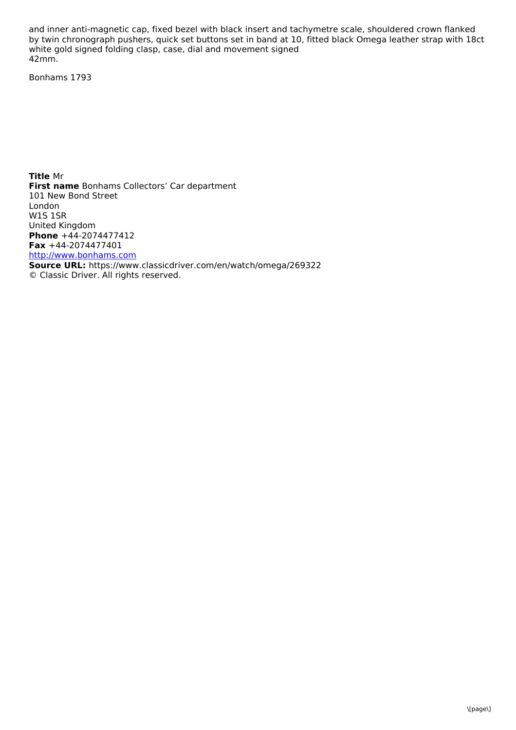and inner anti-magnetic cap, fixed bezel with black insert and tachymetre scale, shouldered crown flanked by twin chronograph pushers, quick set buttons set in band at 10, fitted black Omega leather strap with 18ct white gold signed folding clasp, case, dial and movement signed
42mm.

Bonhams 1793

**Title** Mr
**First name** Bonhams Collectors' Car department
101 New Bond Street
London
W1S 1SR
United Kingdom
**Phone** +44-2074477412
**Fax** +44-2074477401
[http://www.bonhams.com](http://www.bonhams.com)
**Source URL:** https://www.classicdriver.com/en/watch/omega/269322
© Classic Driver. All rights reserved.